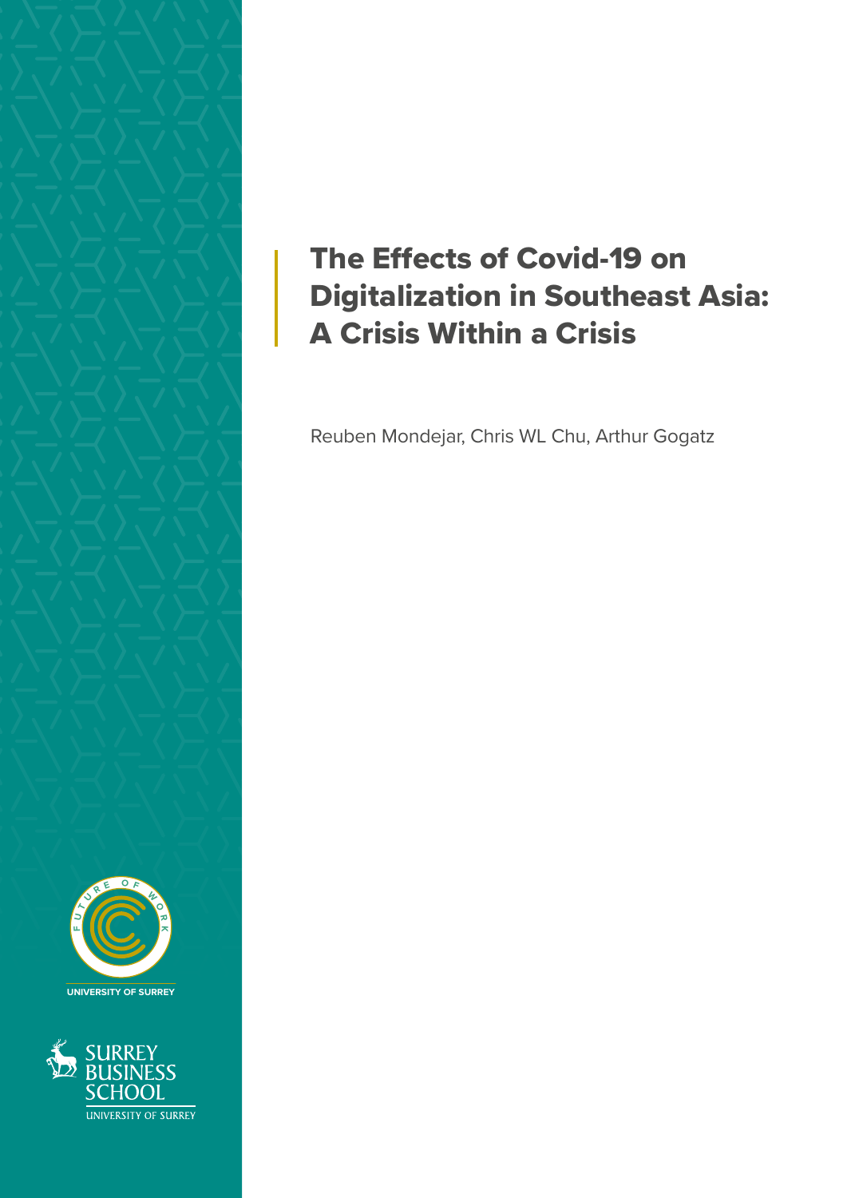# The Effects of Covid-19 on Digitalization in Southeast Asia: A Crisis Within a Crisis

Reuben Mondejar, Chris WL Chu, Arthur Gogatz

FUTURE OF WORK

UNIVERSITY OF SURREY

SURREY BUSINESS SCHOOL

UNIVERSITY OF SURREY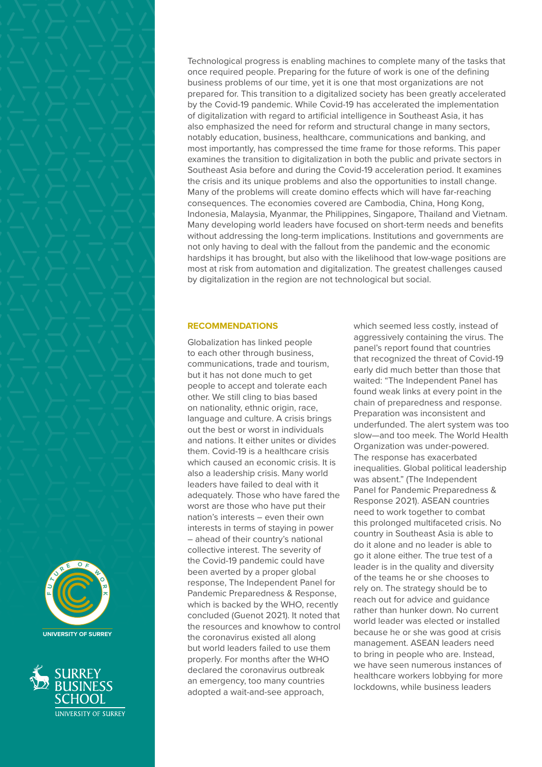Technological progress is enabling machines to complete many of the tasks that once required people. Preparing for the future of work is one of the defining business problems of our time, yet it is one that most organizations are not prepared for. This transition to a digitalized society has been greatly accelerated by the Covid-19 pandemic. While Covid-19 has accelerated the implementation of digitalization with regard to artificial intelligence in Southeast Asia, it has also emphasized the need for reform and structural change in many sectors, notably education, business, healthcare, communications and banking, and most importantly, has compressed the time frame for those reforms. This paper examines the transition to digitalization in both the public and private sectors in Southeast Asia before and during the Covid-19 acceleration period. It examines the crisis and its unique problems and also the opportunities to install change. Many of the problems will create domino effects which will have far-reaching consequences. The economies covered are Cambodia, China, Hong Kong, Indonesia, Malaysia, Myanmar, the Philippines, Singapore, Thailand and Vietnam. Many developing world leaders have focused on short-term needs and benefits without addressing the long-term implications. Institutions and governments are not only having to deal with the fallout from the pandemic and the economic hardships it has brought, but also with the likelihood that low-wage positions are most at risk from automation and digitalization. The greatest challenges caused by digitalization in the region are not technological but social.

## RECOMMENDATIONS

Globalization has linked people to each other through business, communications, trade and tourism, but it has not done much to get people to accept and tolerate each other. We still cling to bias based on nationality, ethnic origin, race, language and culture. A crisis brings out the best or worst in individuals and nations. It either unites or divides them. Covid-19 is a healthcare crisis which caused an economic crisis. It is also a leadership crisis. Many world leaders have failed to deal with it adequately. Those who have fared the worst are those who have put their nation's interests – even their own interests in terms of staying in power – ahead of their country's national collective interest. The severity of the Covid-19 pandemic could have been averted by a proper global response, The Independent Panel for Pandemic Preparedness & Response, which is backed by the WHO, recently concluded (Guenot 2021). It noted that the resources and knowhow to control the coronavirus existed all along but world leaders failed to use them properly. For months after the WHO declared the coronavirus outbreak an emergency, too many countries adopted a wait-and-see approach, which seemed less costly, instead of aggressively containing the virus. The panel's report found that countries that recognized the threat of Covid-19 early did much better than those that waited: "The Independent Panel has found weak links at every point in the chain of preparedness and response. Preparation was inconsistent and underfunded. The alert system was too slow—and too meek. The World Health Organization was under-powered. The response has exacerbated inequalities. Global political leadership was absent." (The Independent Panel for Pandemic Preparedness & Response 2021). ASEAN countries need to work together to combat this prolonged multifaceted crisis. No country in Southeast Asia is able to do it alone and no leader is able to go it alone either. The true test of a leader is in the quality and diversity of the teams he or she chooses to rely on. The strategy should be to reach out for advice and guidance rather than hunker down. No current world leader was elected or installed because he or she was good at crisis management. ASEAN leaders need to bring in people who are. Instead, we have seen numerous instances of healthcare workers lobbying for more lockdowns, while business leaders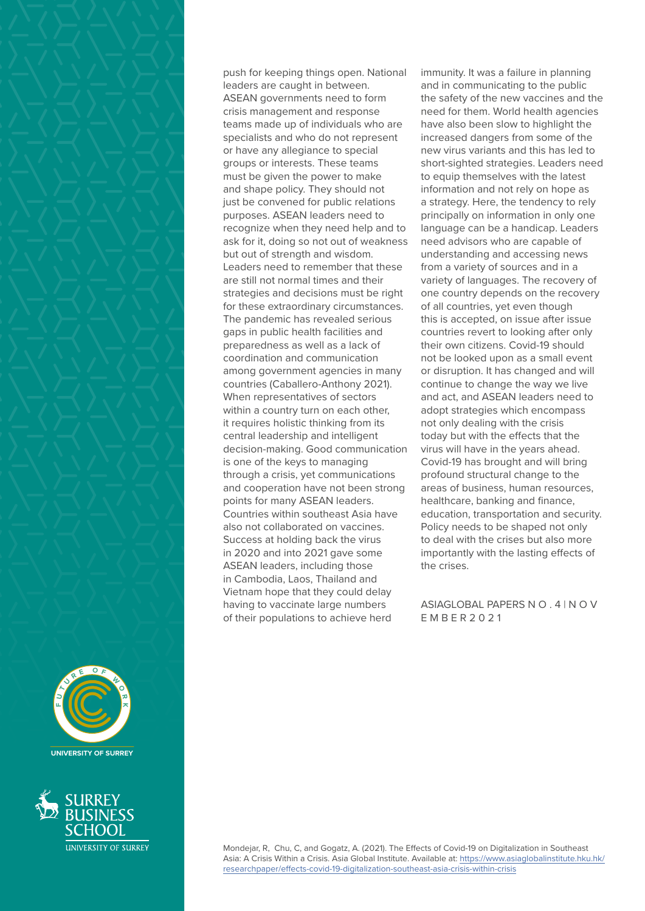push for keeping things open. National leaders are caught in between. ASEAN governments need to form crisis management and response teams made up of individuals who are specialists and who do not represent or have any allegiance to special groups or interests. These teams must be given the power to make and shape policy. They should not just be convened for public relations purposes. ASEAN leaders need to recognize when they need help and to ask for it, doing so not out of weakness but out of strength and wisdom. Leaders need to remember that these are still not normal times and their strategies and decisions must be right for these extraordinary circumstances. The pandemic has revealed serious gaps in public health facilities and preparedness as well as a lack of coordination and communication among government agencies in many countries (Caballero-Anthony 2021). When representatives of sectors within a country turn on each other, it requires holistic thinking from its central leadership and intelligent decision-making. Good communication is one of the keys to managing through a crisis, yet communications and cooperation have not been strong points for many ASEAN leaders. Countries within southeast Asia have also not collaborated on vaccines. Success at holding back the virus in 2020 and into 2021 gave some ASEAN leaders, including those in Cambodia, Laos, Thailand and Vietnam hope that they could delay having to vaccinate large numbers of their populations to achieve herd immunity. It was a failure in planning and in communicating to the public the safety of the new vaccines and the need for them. World health agencies have also been slow to highlight the increased dangers from some of the new virus variants and this has led to short-sighted strategies. Leaders need to equip themselves with the latest information and not rely on hope as a strategy. Here, the tendency to rely principally on information in only one language can be a handicap. Leaders need advisors who are capable of understanding and accessing news from a variety of sources and in a variety of languages. The recovery of one country depends on the recovery of all countries, yet even though this is accepted, on issue after issue countries revert to looking after only their own citizens. Covid-19 should not be looked upon as a small event or disruption. It has changed and will continue to change the way we live and act, and ASEAN leaders need to adopt strategies which encompass not only dealing with the crisis today but with the effects that the virus will have in the years ahead. Covid-19 has brought and will bring profound structural change to the areas of business, human resources, healthcare, banking and finance, education, transportation and security. Policy needs to be shaped not only to deal with the crises but also more importantly with the lasting effects of the crises.

ASIAGLOBAL PAPERS N O . 4 | N O V E M B E R 2 0 2 1

Mondejar, R, Chu, C, and Gogatz, A. (2021). The Effects of Covid-19 on Digitalization in Southeast Asia: A Crisis Within a Crisis. Asia Global Institute. Available at: https://www.asiaglobalinstitute.hku.hk/researchpaper/effects-covid-19-digitalization-southeast-asia-crisis-within-crisis